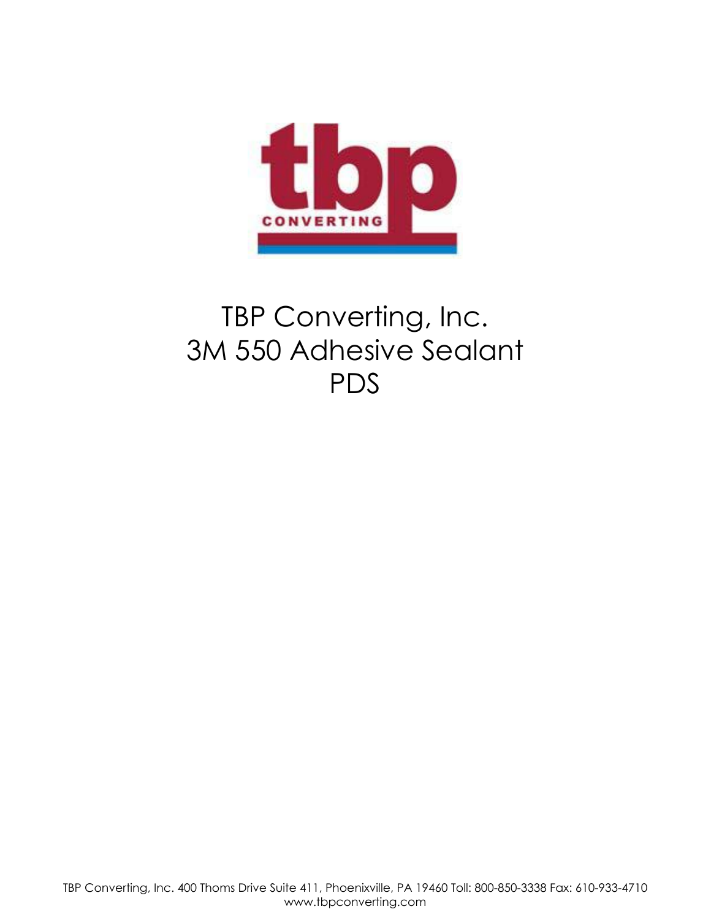# TBP Converting, Inc.
# 3M 550 Adhesive Sealant
# PDS

TBP Converting, Inc. 400 Thoms Drive Suite 411, Phoenixville, PA 19460 Toll: 800-850-3338 Fax: 610-933-4710
www.tbpconverting.com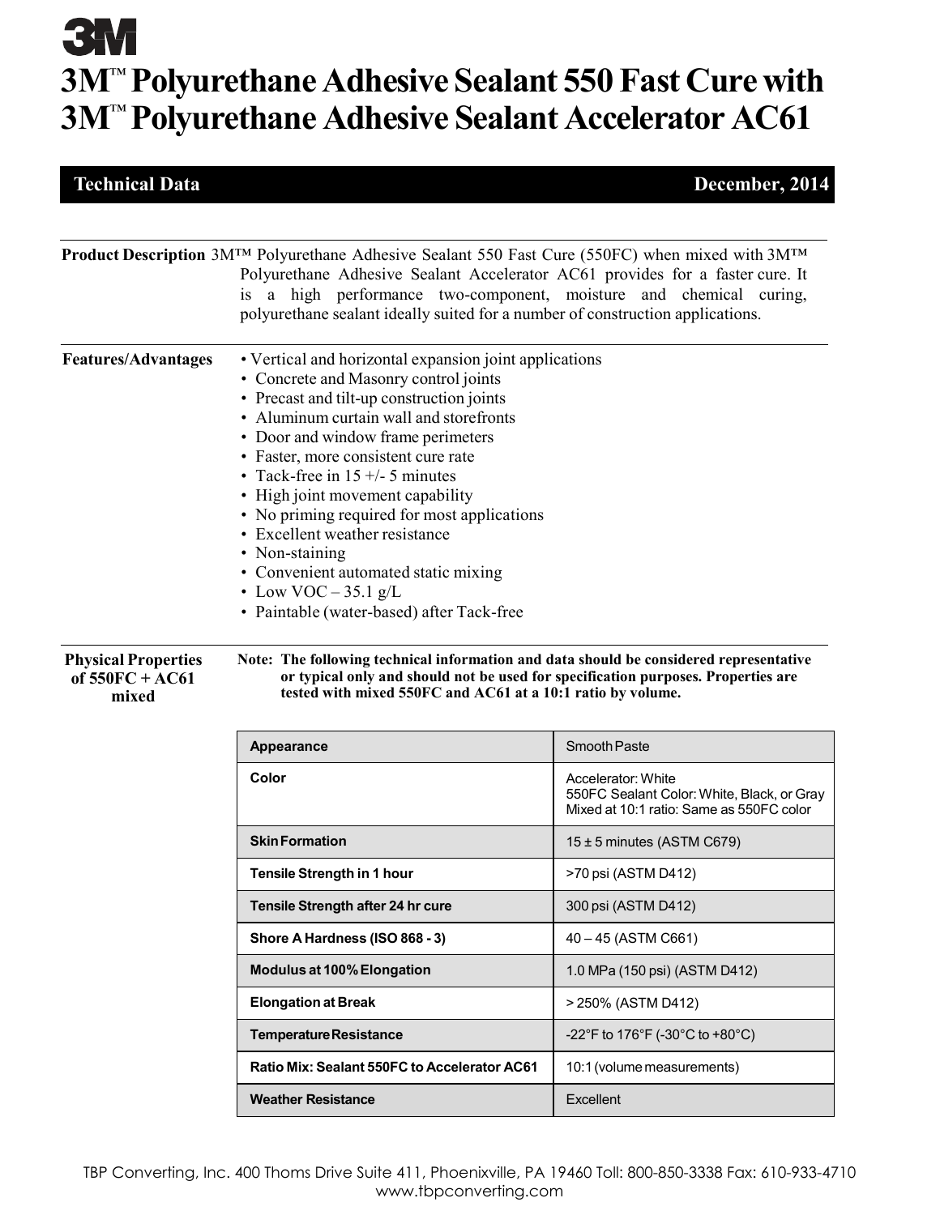3M

# 3M™ Polyurethane Adhesive Sealant 550 Fast Cure with 3M™ Polyurethane Adhesive Sealant Accelerator AC61

**Technical Data** — **December, 2014**

**Product Description** 3M™ Polyurethane Adhesive Sealant 550 Fast Cure (550FC) when mixed with 3M™ Polyurethane Adhesive Sealant Accelerator AC61 provides for a faster cure. It is a high performance two-component, moisture and chemical curing, polyurethane sealant ideally suited for a number of construction applications.

**Features/Advantages**

- Vertical and horizontal expansion joint applications
- Concrete and Masonry control joints
- Precast and tilt-up construction joints
- Aluminum curtain wall and storefronts
- Door and window frame perimeters
- Faster, more consistent cure rate
- Tack-free in 15 +/- 5 minutes
- High joint movement capability
- No priming required for most applications
- Excellent weather resistance
- Non-staining
- Convenient automated static mixing
- Low VOC – 35.1 g/L
- Paintable (water-based) after Tack-free

**Physical Properties of 550FC + AC61 mixed**

**Note: The following technical information and data should be considered representative or typical only and should not be used for specification purposes. Properties are tested with mixed 550FC and AC61 at a 10:1 ratio by volume.**

| Property | Value |
|---|---|
| **Appearance** | Smooth Paste |
| **Color** | Accelerator: White<br>550FC Sealant Color: White, Black, or Gray<br>Mixed at 10:1 ratio: Same as 550FC color |
| **Skin Formation** | 15 ± 5 minutes (ASTM C679) |
| **Tensile Strength in 1 hour** | >70 psi (ASTM D412) |
| **Tensile Strength after 24 hr cure** | 300 psi (ASTM D412) |
| **Shore A Hardness (ISO 868 - 3)** | 40 – 45 (ASTM C661) |
| **Modulus at 100% Elongation** | 1.0 MPa (150 psi) (ASTM D412) |
| **Elongation at Break** | > 250% (ASTM D412) |
| **Temperature Resistance** | -22°F to 176°F (-30°C to +80°C) |
| **Ratio Mix: Sealant 550FC to Accelerator AC61** | 10:1 (volume measurements) |
| **Weather Resistance** | Excellent |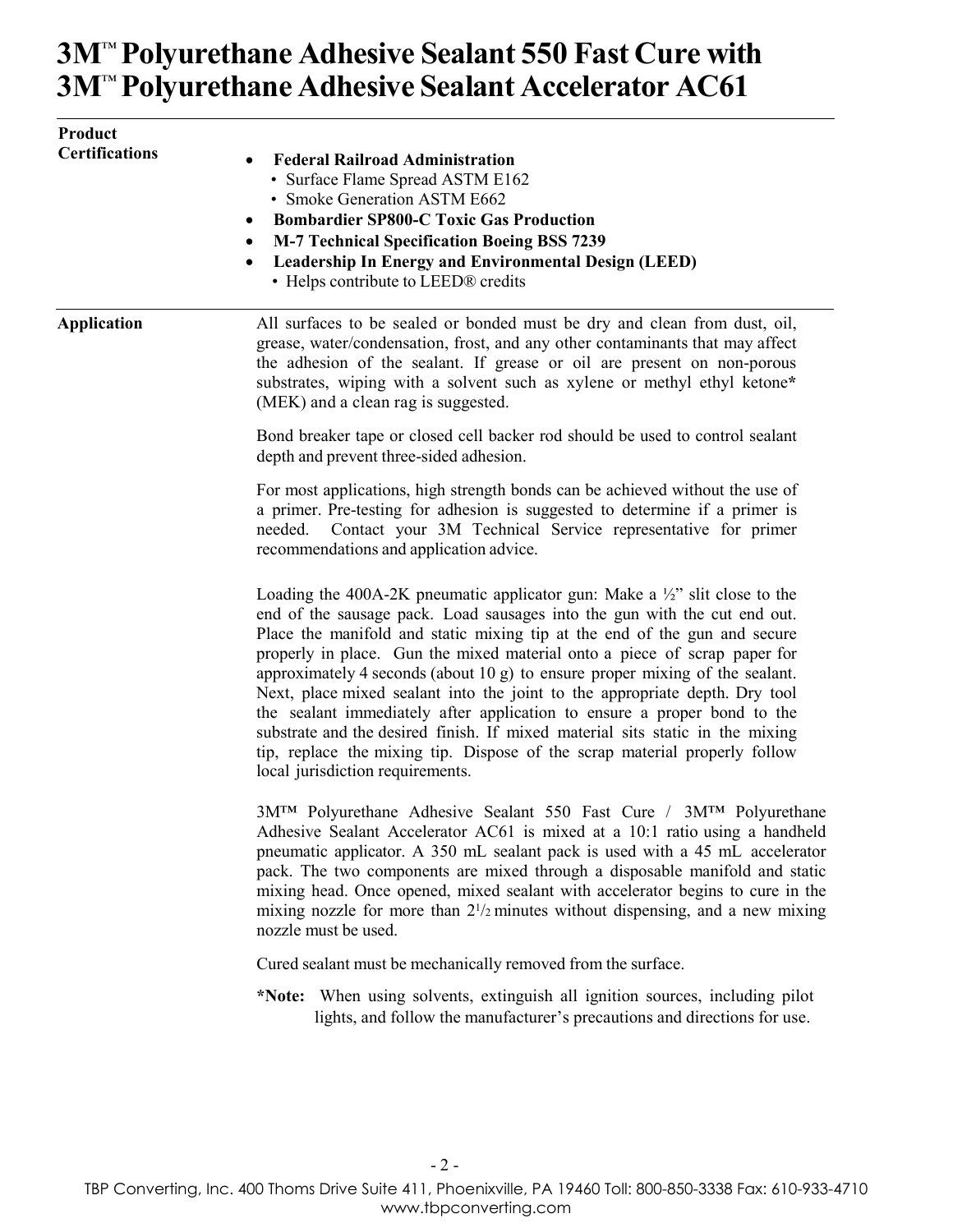# 3M™ Polyurethane Adhesive Sealant 550 Fast Cure with 3M™ Polyurethane Adhesive Sealant Accelerator AC61

**Product Certifications**

- **Federal Railroad Administration**
  - Surface Flame Spread ASTM E162
  - Smoke Generation ASTM E662
- **Bombardier SP800-C Toxic Gas Production**
- **M-7 Technical Specification Boeing BSS 7239**
- **Leadership In Energy and Environmental Design (LEED)**
  - Helps contribute to LEED® credits

**Application**

All surfaces to be sealed or bonded must be dry and clean from dust, oil, grease, water/condensation, frost, and any other contaminants that may affect the adhesion of the sealant. If grease or oil are present on non-porous substrates, wiping with a solvent such as xylene or methyl ethyl ketone* (MEK) and a clean rag is suggested.

Bond breaker tape or closed cell backer rod should be used to control sealant depth and prevent three-sided adhesion.

For most applications, high strength bonds can be achieved without the use of a primer. Pre-testing for adhesion is suggested to determine if a primer is needed. Contact your 3M Technical Service representative for primer recommendations and application advice.

Loading the 400A-2K pneumatic applicator gun: Make a ½" slit close to the end of the sausage pack. Load sausages into the gun with the cut end out. Place the manifold and static mixing tip at the end of the gun and secure properly in place. Gun the mixed material onto a piece of scrap paper for approximately 4 seconds (about 10 g) to ensure proper mixing of the sealant. Next, place mixed sealant into the joint to the appropriate depth. Dry tool the sealant immediately after application to ensure a proper bond to the substrate and the desired finish. If mixed material sits static in the mixing tip, replace the mixing tip. Dispose of the scrap material properly follow local jurisdiction requirements.

3M™ Polyurethane Adhesive Sealant 550 Fast Cure / 3M™ Polyurethane Adhesive Sealant Accelerator AC61 is mixed at a 10:1 ratio using a handheld pneumatic applicator. A 350 mL sealant pack is used with a 45 mL accelerator pack. The two components are mixed through a disposable manifold and static mixing head. Once opened, mixed sealant with accelerator begins to cure in the mixing nozzle for more than 2½ minutes without dispensing, and a new mixing nozzle must be used.

Cured sealant must be mechanically removed from the surface.

**\*Note:** When using solvents, extinguish all ignition sources, including pilot lights, and follow the manufacturer's precautions and directions for use.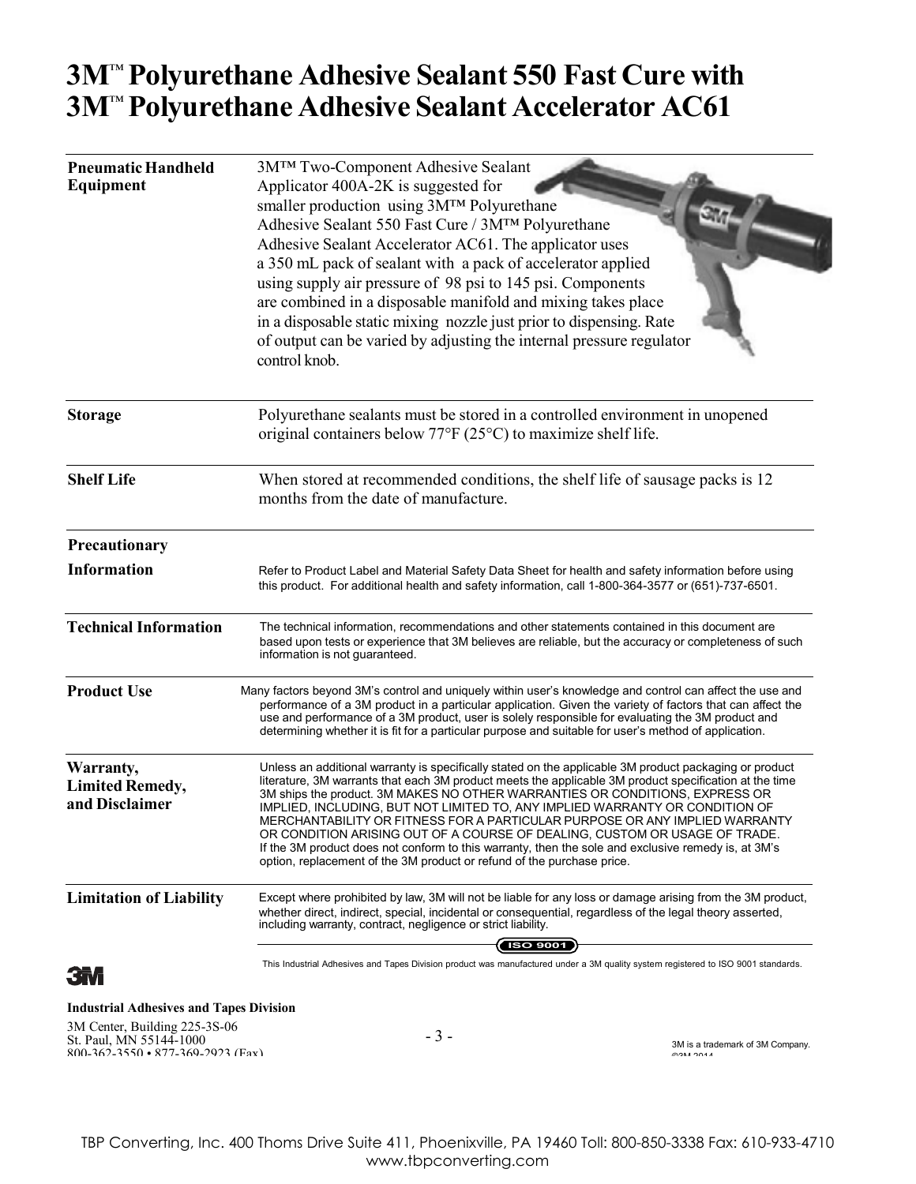# 3M™ Polyurethane Adhesive Sealant 550 Fast Cure with 3M™ Polyurethane Adhesive Sealant Accelerator AC61

**Pneumatic Handheld Equipment**

3M™ Two-Component Adhesive Sealant Applicator 400A-2K is suggested for smaller production using 3M™ Polyurethane Adhesive Sealant 550 Fast Cure / 3M™ Polyurethane Adhesive Sealant Accelerator AC61. The applicator uses a 350 mL pack of sealant with a pack of accelerator applied using supply air pressure of 98 psi to 145 psi. Components are combined in a disposable manifold and mixing takes place in a disposable static mixing nozzle just prior to dispensing. Rate of output can be varied by adjusting the internal pressure regulator control knob.

**Storage**

Polyurethane sealants must be stored in a controlled environment in unopened original containers below 77°F (25°C) to maximize shelf life.

**Shelf Life**

When stored at recommended conditions, the shelf life of sausage packs is 12 months from the date of manufacture.

**Precautionary Information**

Refer to Product Label and Material Safety Data Sheet for health and safety information before using this product. For additional health and safety information, call 1-800-364-3577 or (651)-737-6501.

**Technical Information**

The technical information, recommendations and other statements contained in this document are based upon tests or experience that 3M believes are reliable, but the accuracy or completeness of such information is not guaranteed.

**Product Use**

Many factors beyond 3M's control and uniquely within user's knowledge and control can affect the use and performance of a 3M product in a particular application. Given the variety of factors that can affect the use and performance of a 3M product, user is solely responsible for evaluating the 3M product and determining whether it is fit for a particular purpose and suitable for user's method of application.

**Warranty, Limited Remedy, and Disclaimer**

Unless an additional warranty is specifically stated on the applicable 3M product packaging or product literature, 3M warrants that each 3M product meets the applicable 3M product specification at the time 3M ships the product. 3M MAKES NO OTHER WARRANTIES OR CONDITIONS, EXPRESS OR IMPLIED, INCLUDING, BUT NOT LIMITED TO, ANY IMPLIED WARRANTY OR CONDITION OF MERCHANTABILITY OR FITNESS FOR A PARTICULAR PURPOSE OR ANY IMPLIED WARRANTY OR CONDITION ARISING OUT OF A COURSE OF DEALING, CUSTOM OR USAGE OF TRADE. If the 3M product does not conform to this warranty, then the sole and exclusive remedy is, at 3M's option, replacement of the 3M product or refund of the purchase price.

**Limitation of Liability**

Except where prohibited by law, 3M will not be liable for any loss or damage arising from the 3M product, whether direct, indirect, special, incidental or consequential, regardless of the legal theory asserted, including warranty, contract, negligence or strict liability.

ISO 9001

This Industrial Adhesives and Tapes Division product was manufactured under a 3M quality system registered to ISO 9001 standards.

3M

**Industrial Adhesives and Tapes Division**

3M Center, Building 225-3S-06
St. Paul, MN 55144-1000
800-362-3550 • 877-369-2923 (Fax)

3M is a trademark of 3M Company.
©3M 2014

TBP Converting, Inc. 400 Thoms Drive Suite 411, Phoenixville, PA 19460 Toll: 800-850-3338 Fax: 610-933-4710
www.tbpconverting.com